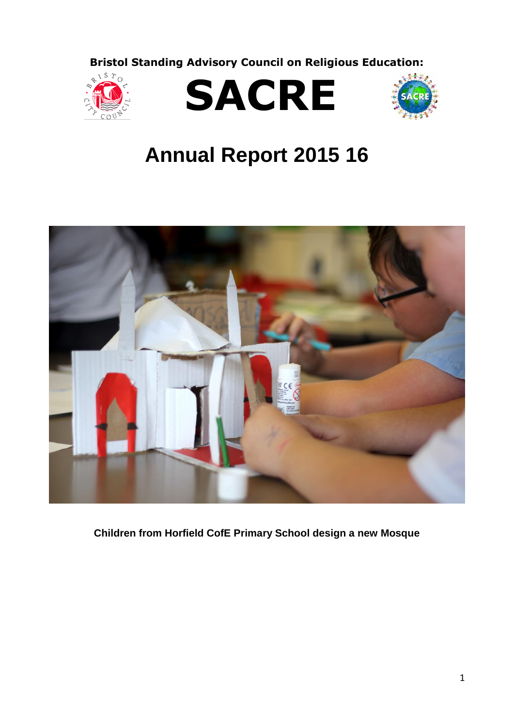**Bristol Standing Advisory Council on Religious Education:**

# SACRE

# Annual Report 2015 16

**Children from Horfield CofE Primary School design a new Mosque**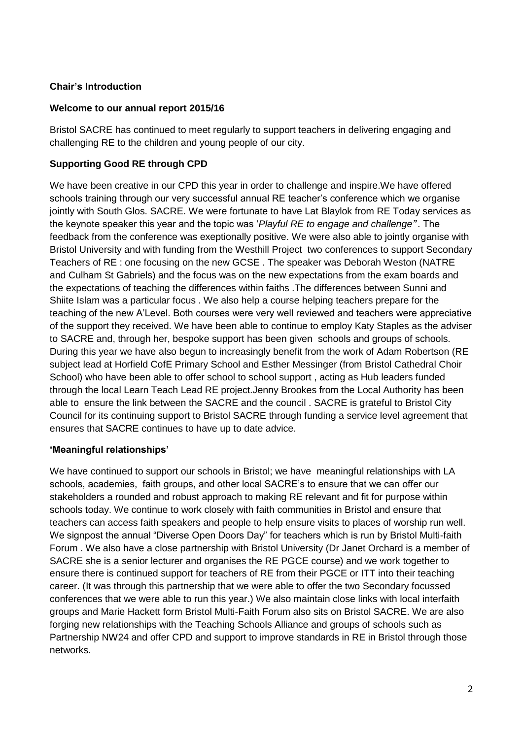**Chair's Introduction**

**Welcome to our annual report 2015/16**

Bristol SACRE has continued to meet regularly to support teachers in delivering engaging and challenging RE to the children and young people of our city.

**Supporting Good RE through CPD**

We have been creative in our CPD this year in order to challenge and inspire.We have offered schools training through our very successful annual RE teacher's conference which we organise jointly with South Glos. SACRE. We were fortunate to have Lat Blaylok from RE Today services as the keynote speaker this year and the topic was '*Playful RE to engage and challenge*'. The feedback from the conference was exceptionally positive. We were also able to jointly organise with Bristol University and with funding from the Westhill Project two conferences to support Secondary Teachers of RE : one focusing on the new GCSE . The speaker was Deborah Weston (NATRE and Culham St Gabriels) and the focus was on the new expectations from the exam boards and the expectations of teaching the differences within faiths .The differences between Sunni and Shiite Islam was a particular focus . We also help a course helping teachers prepare for the teaching of the new A'Level. Both courses were very well reviewed and teachers were appreciative of the support they received. We have been able to continue to employ Katy Staples as the adviser to SACRE and, through her, bespoke support has been given schools and groups of schools. During this year we have also begun to increasingly benefit from the work of Adam Robertson (RE subject lead at Horfield CofE Primary School and Esther Messinger (from Bristol Cathedral Choir School) who have been able to offer school to school support , acting as Hub leaders funded through the local Learn Teach Lead RE project.Jenny Brookes from the Local Authority has been able to ensure the link between the SACRE and the council . SACRE is grateful to Bristol City Council for its continuing support to Bristol SACRE through funding a service level agreement that ensures that SACRE continues to have up to date advice.

**'Meaningful relationships'**

We have continued to support our schools in Bristol; we have meaningful relationships with LA schools, academies, faith groups, and other local SACRE's to ensure that we can offer our stakeholders a rounded and robust approach to making RE relevant and fit for purpose within schools today. We continue to work closely with faith communities in Bristol and ensure that teachers can access faith speakers and people to help ensure visits to places of worship run well. We signpost the annual "Diverse Open Doors Day" for teachers which is run by Bristol Multi-faith Forum . We also have a close partnership with Bristol University (Dr Janet Orchard is a member of SACRE she is a senior lecturer and organises the RE PGCE course) and we work together to ensure there is continued support for teachers of RE from their PGCE or ITT into their teaching career. (It was through this partnership that we were able to offer the two Secondary focussed conferences that we were able to run this year.) We also maintain close links with local interfaith groups and Marie Hackett form Bristol Multi-Faith Forum also sits on Bristol SACRE. We are also forging new relationships with the Teaching Schools Alliance and groups of schools such as Partnership NW24 and offer CPD and support to improve standards in RE in Bristol through those networks.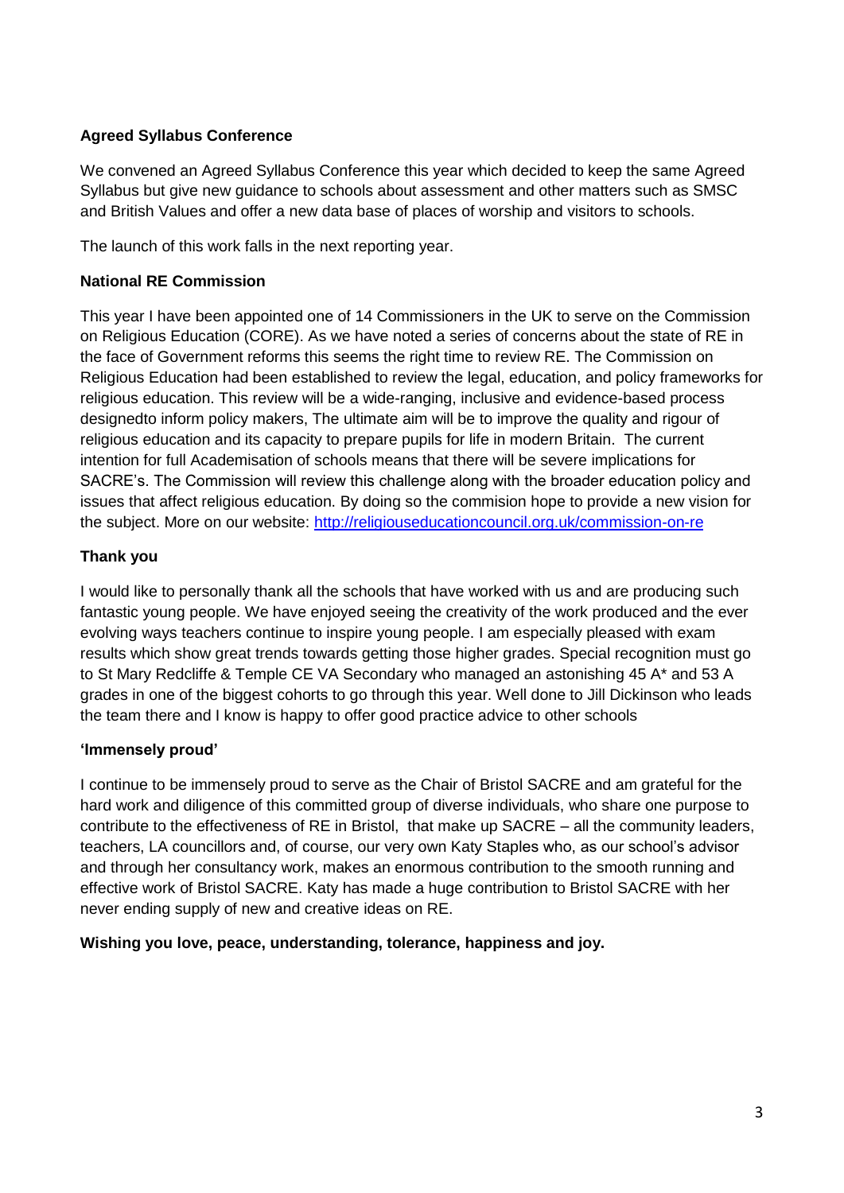**Agreed Syllabus Conference**

We convened an Agreed Syllabus Conference this year which decided to keep the same Agreed Syllabus but give new guidance to schools about assessment and other matters such as SMSC and British Values and offer a new data base of places of worship and visitors to schools.

The launch of this work falls in the next reporting year.

**National RE Commission**

This year I have been appointed one of 14 Commissioners in the UK to serve on the Commission on Religious Education (CORE). As we have noted a series of concerns about the state of RE in the face of Government reforms this seems the right time to review RE. The Commission on Religious Education had been established to review the legal, education, and policy frameworks for religious education. This review will be a wide-ranging, inclusive and evidence-based process designedto inform policy makers, The ultimate aim will be to improve the quality and rigour of religious education and its capacity to prepare pupils for life in modern Britain. The current intention for full Academisation of schools means that there will be severe implications for SACRE's. The Commission will review this challenge along with the broader education policy and issues that affect religious education. By doing so the commision hope to provide a new vision for the subject. More on our website: http://religiouseducationcouncil.org.uk/commission-on-re

**Thank you**

I would like to personally thank all the schools that have worked with us and are producing such fantastic young people. We have enjoyed seeing the creativity of the work produced and the ever evolving ways teachers continue to inspire young people. I am especially pleased with exam results which show great trends towards getting those higher grades. Special recognition must go to St Mary Redcliffe & Temple CE VA Secondary who managed an astonishing 45 A* and 53 A grades in one of the biggest cohorts to go through this year. Well done to Jill Dickinson who leads the team there and I know is happy to offer good practice advice to other schools

**'Immensely proud'**

I continue to be immensely proud to serve as the Chair of Bristol SACRE and am grateful for the hard work and diligence of this committed group of diverse individuals, who share one purpose to contribute to the effectiveness of RE in Bristol, that make up SACRE – all the community leaders, teachers, LA councillors and, of course, our very own Katy Staples who, as our school's advisor and through her consultancy work, makes an enormous contribution to the smooth running and effective work of Bristol SACRE. Katy has made a huge contribution to Bristol SACRE with her never ending supply of new and creative ideas on RE.

**Wishing you love, peace, understanding, tolerance, happiness and joy.**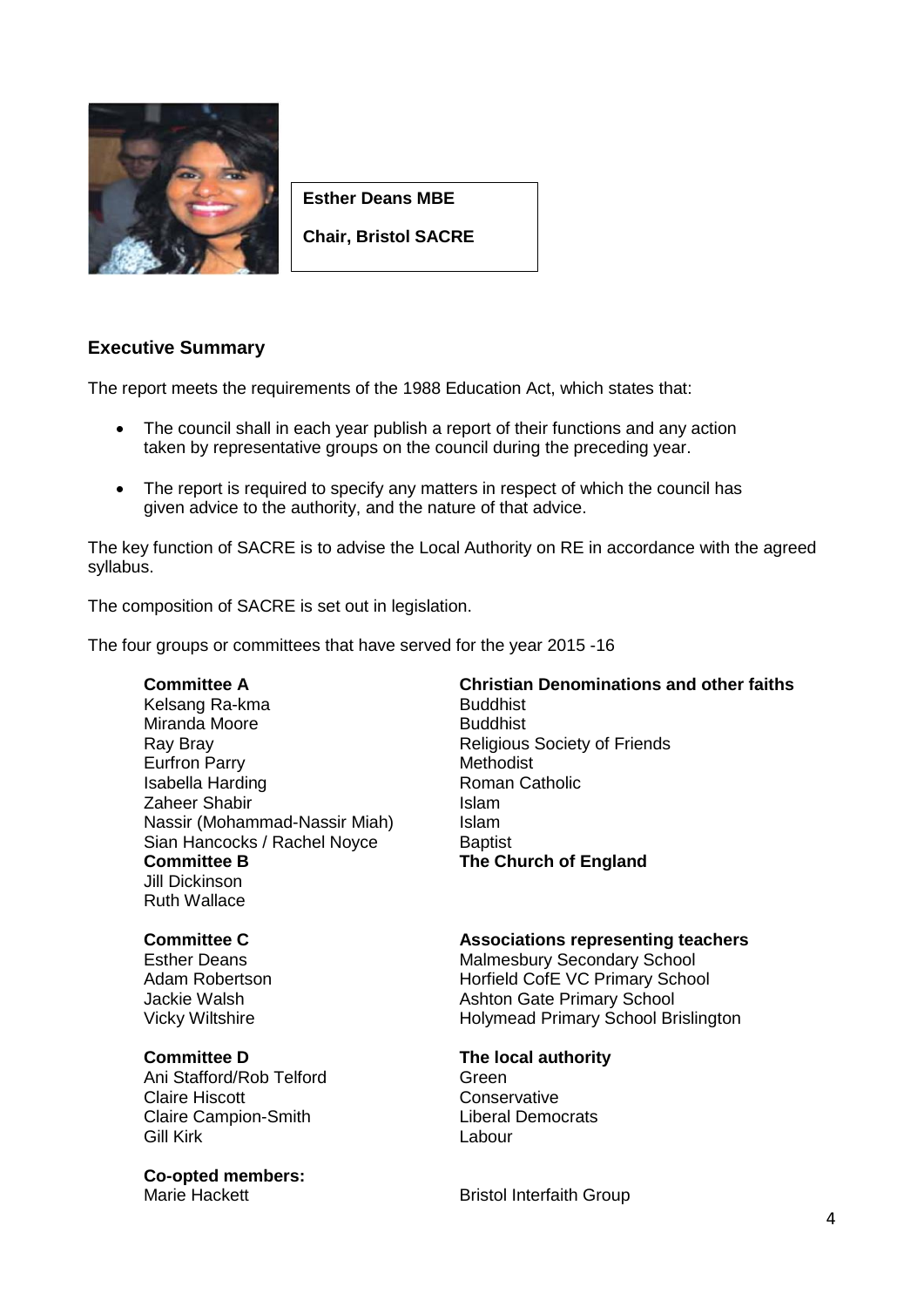**Esther Deans MBE**

**Chair, Bristol SACRE**

## Executive Summary

The report meets the requirements of the 1988 Education Act, which states that:

- The council shall in each year publish a report of their functions and any action taken by representative groups on the council during the preceding year.
- The report is required to specify any matters in respect of which the council has given advice to the authority, and the nature of that advice.

The key function of SACRE is to advise the Local Authority on RE in accordance with the agreed syllabus.

The composition of SACRE is set out in legislation.

The four groups or committees that have served for the year 2015 -16

| | |
|---|---|
| **Committee A** | **Christian Denominations and other faiths** |
| Kelsang Ra-kma | Buddhist |
| Miranda Moore | Buddhist |
| Ray Bray | Religious Society of Friends |
| Eurfron Parry | Methodist |
| Isabella Harding | Roman Catholic |
| Zaheer Shabir | Islam |
| Nassir (Mohammad-Nassir Miah) | Islam |
| Sian Hancocks / Rachel Noyce | Baptist |
| **Committee B** | **The Church of England** |
| Jill Dickinson | |
| Ruth Wallace | |
| **Committee C** | **Associations representing teachers** |
| Esther Deans | Malmesbury Secondary School |
| Adam Robertson | Horfield CofE VC Primary School |
| Jackie Walsh | Ashton Gate Primary School |
| Vicky Wiltshire | Holymead Primary School Brislington |
| **Committee D** | **The local authority** |
| Ani Stafford/Rob Telford | Green |
| Claire Hiscott | Conservative |
| Claire Campion-Smith | Liberal Democrats |
| Gill Kirk | Labour |
| **Co-opted members:** | |
| Marie Hackett | Bristol Interfaith Group |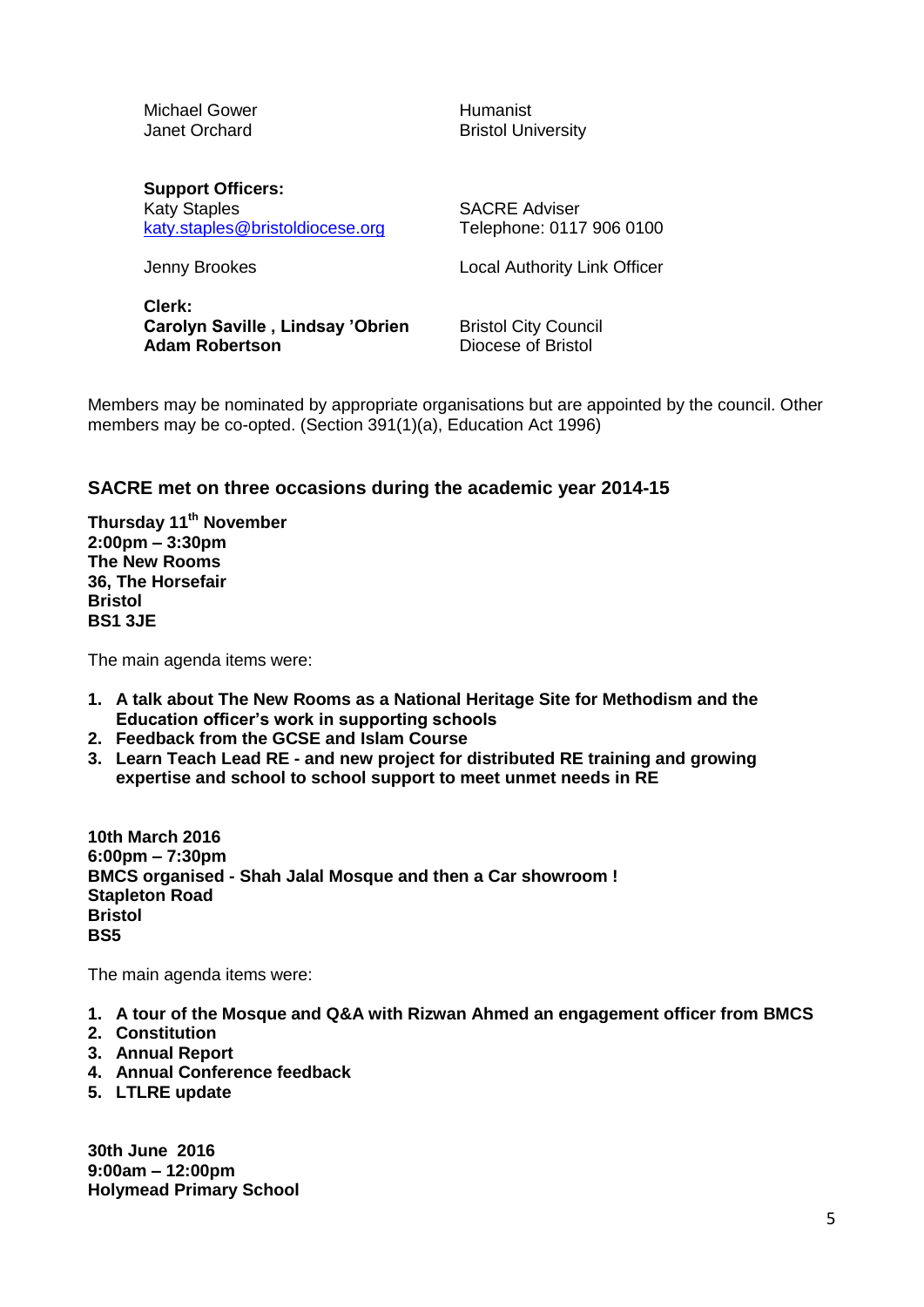| | |
|---|---|
| Michael Gower | Humanist |
| Janet Orchard | Bristol University |
| **Support Officers:** | |
| Katy Staples<br>katy.staples@bristoldiocese.org | SACRE Adviser<br>Telephone: 0117 906 0100 |
| Jenny Brookes | Local Authority Link Officer |
| **Clerk:** | |
| **Carolyn Saville , Lindsay 'Obrien** | Bristol City Council |
| **Adam Robertson** | Diocese of Bristol |

Members may be nominated by appropriate organisations but are appointed by the council. Other members may be co-opted. (Section 391(1)(a), Education Act 1996)

### SACRE met on three occasions during the academic year 2014-15

**Thursday 11th November**
**2:00pm – 3:30pm**
**The New Rooms**
**36, The Horsefair**
**Bristol**
**BS1 3JE**

The main agenda items were:

1. **A talk about The New Rooms as a National Heritage Site for Methodism and the Education officer's work in supporting schools**
2. **Feedback from the GCSE and Islam Course**
3. **Learn Teach Lead RE - and new project for distributed RE training and growing expertise and school to school support to meet unmet needs in RE**

**10th March 2016**
**6:00pm – 7:30pm**
**BMCS organised - Shah Jalal Mosque and then a Car showroom !**
**Stapleton Road**
**Bristol**
**BS5**

The main agenda items were:

1. **A tour of the Mosque and Q&A with Rizwan Ahmed an engagement officer from BMCS**
2. **Constitution**
3. **Annual Report**
4. **Annual Conference feedback**
5. **LTLRE update**

**30th June 2016**
**9:00am – 12:00pm**
**Holymead Primary School**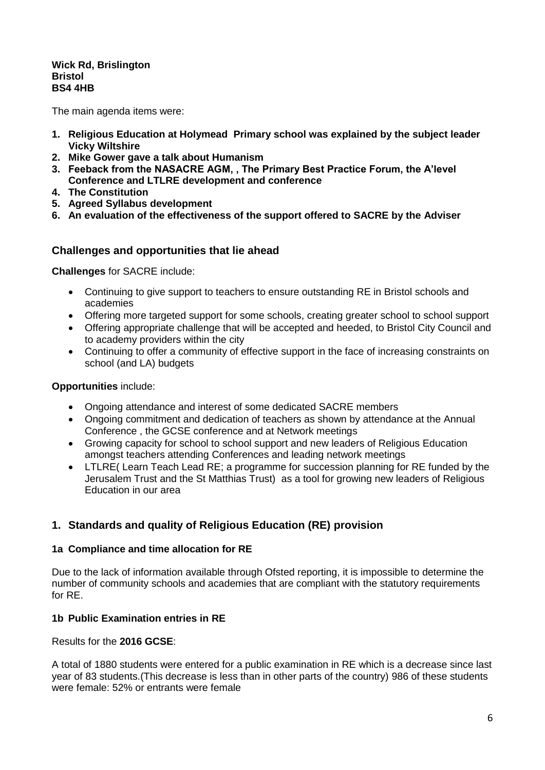**Wick Rd, Brislington**
**Bristol**
**BS4 4HB**

The main agenda items were:

1. **Religious Education at Holymead Primary school was explained by the subject leader Vicky Wiltshire**
2. **Mike Gower gave a talk about Humanism**
3. **Feeback from the NASACRE AGM, , The Primary Best Practice Forum, the A'level Conference and LTLRE development and conference**
4. **The Constitution**
5. **Agreed Syllabus development**
6. **An evaluation of the effectiveness of the support offered to SACRE by the Adviser**

## Challenges and opportunities that lie ahead

**Challenges** for SACRE include:

- Continuing to give support to teachers to ensure outstanding RE in Bristol schools and academies
- Offering more targeted support for some schools, creating greater school to school support
- Offering appropriate challenge that will be accepted and heeded, to Bristol City Council and to academy providers within the city
- Continuing to offer a community of effective support in the face of increasing constraints on school (and LA) budgets

**Opportunities** include:

- Ongoing attendance and interest of some dedicated SACRE members
- Ongoing commitment and dedication of teachers as shown by attendance at the Annual Conference , the GCSE conference and at Network meetings
- Growing capacity for school to school support and new leaders of Religious Education amongst teachers attending Conferences and leading network meetings
- LTLRE( Learn Teach Lead RE; a programme for succession planning for RE funded by the Jerusalem Trust and the St Matthias Trust) as a tool for growing new leaders of Religious Education in our area

## 1. Standards and quality of Religious Education (RE) provision

### 1a Compliance and time allocation for RE

Due to the lack of information available through Ofsted reporting, it is impossible to determine the number of community schools and academies that are compliant with the statutory requirements for RE.

### 1b Public Examination entries in RE

Results for the **2016 GCSE**:

A total of 1880 students were entered for a public examination in RE which is a decrease since last year of 83 students.(This decrease is less than in other parts of the country) 986 of these students were female: 52% or entrants were female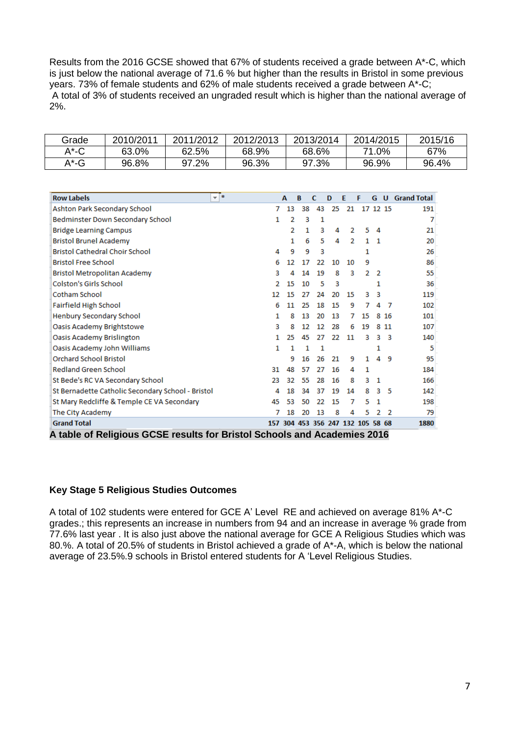Results from the 2016 GCSE showed that 67% of students received a grade between A*-C, which is just below the national average of 71.6 % but higher than the results in Bristol in some previous years. 73% of female students and 62% of male students received a grade between A*-C;
A total of 3% of students received an ungraded result which is higher than the national average of 2%.

| Grade | 2010/2011 | 2011/2012 | 2012/2013 | 2013/2014 | 2014/2015 | 2015/16 |
|---|---|---|---|---|---|---|
| A*-C | 63.0% | 62.5% | 68.9% | 68.6% | 71.0% | 67% |
| A*-G | 96.8% | 97.2% | 96.3% | 97.3% | 96.9% | 96.4% |

| Row Labels | * | A | B | C | D | E | F | G | U | Grand Total |
|---|---|---|---|---|---|---|---|---|---|---|
| Ashton Park Secondary School | 7 | 13 | 38 | 43 | 25 | 21 | 17 | 12 | 15 | 191 |
| Bedminster Down Secondary School | 1 | 2 | 3 | 1 | | | | | | 7 |
| Bridge Learning Campus | | 2 | 1 | 3 | 4 | 2 | 5 | 4 | | 21 |
| Bristol Brunel Academy | | 1 | 6 | 5 | 4 | 2 | 1 | 1 | | 20 |
| Bristol Cathedral Choir School | 4 | 9 | 9 | 3 | | | 1 | | | 26 |
| Bristol Free School | 6 | 12 | 17 | 22 | 10 | 10 | 9 | | | 86 |
| Bristol Metropolitan Academy | 3 | 4 | 14 | 19 | 8 | 3 | 2 | 2 | | 55 |
| Colston's Girls School | 2 | 15 | 10 | 5 | 3 | | | 1 | | 36 |
| Cotham School | 12 | 15 | 27 | 24 | 20 | 15 | 3 | 3 | | 119 |
| Fairfield High School | 6 | 11 | 25 | 18 | 15 | 9 | 7 | 4 | 7 | 102 |
| Henbury Secondary School | 1 | 8 | 13 | 20 | 13 | 7 | 15 | 8 | 16 | 101 |
| Oasis Academy Brightstowe | 3 | 8 | 12 | 12 | 28 | 6 | 19 | 8 | 11 | 107 |
| Oasis Academy Brislington | 1 | 25 | 45 | 27 | 22 | 11 | 3 | 3 | 3 | 140 |
| Oasis Academy John Williams | 1 | 1 | 1 | 1 | | | | 1 | | 5 |
| Orchard School Bristol | | 9 | 16 | 26 | 21 | 9 | 1 | 4 | 9 | 95 |
| Redland Green School | 31 | 48 | 57 | 27 | 16 | 4 | 1 | | | 184 |
| St Bede's RC VA Secondary School | 23 | 32 | 55 | 28 | 16 | 8 | 3 | 1 | | 166 |
| St Bernadette Catholic Secondary School - Bristol | 4 | 18 | 34 | 37 | 19 | 14 | 8 | 3 | 5 | 142 |
| St Mary Redcliffe & Temple CE VA Secondary | 45 | 53 | 50 | 22 | 15 | 7 | 5 | 1 | | 198 |
| The City Academy | 7 | 18 | 20 | 13 | 8 | 4 | 5 | 2 | 2 | 79 |
| **Grand Total** | **157** | **304** | **453** | **356** | **247** | **132** | **105** | **58** | **68** | **1880** |

**A table of Religious GCSE results for Bristol Schools and Academies 2016**

**Key Stage 5 Religious Studies Outcomes**

A total of 102 students were entered for GCE A' Level RE and achieved on average 81% A*-C grades.; this represents an increase in numbers from 94 and an increase in average % grade from 77.6% last year . It is also just above the national average for GCE A Religious Studies which was 80.%. A total of 20.5% of students in Bristol achieved a grade of A*-A, which is below the national average of 23.5%.9 schools in Bristol entered students for A 'Level Religious Studies.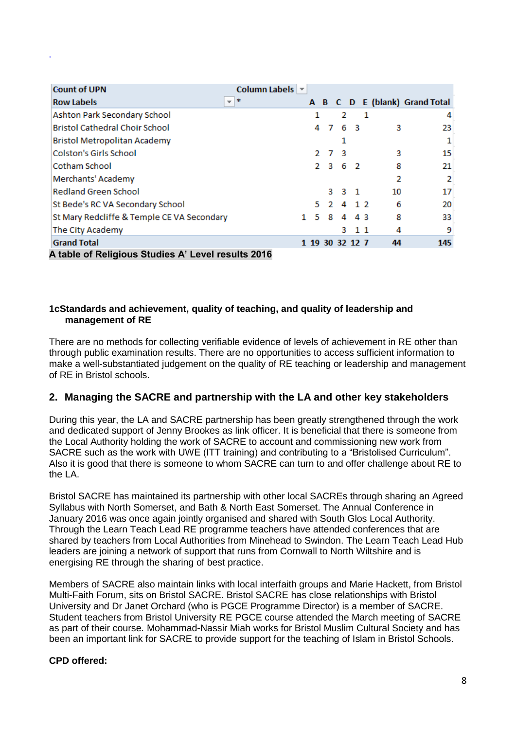| Count of UPN | Column Labels | | | | | | | |
|---|---|---|---|---|---|---|---|---|
| **Row Labels** | * | **A** | **B** | **C** | **D** | **E** | **(blank)** | **Grand Total** |
| Ashton Park Secondary School | | 1 | | 2 | | 1 | | 4 |
| Bristol Cathedral Choir School | | 4 | 7 | 6 | 3 | | 3 | 23 |
| Bristol Metropolitan Academy | | | | 1 | | | | 1 |
| Colston's Girls School | | 2 | 7 | 3 | | | 3 | 15 |
| Cotham School | | 2 | 3 | 6 | 2 | | 8 | 21 |
| Merchants' Academy | | | | | | | 2 | 2 |
| Redland Green School | | | 3 | 3 | 1 | | 10 | 17 |
| St Bede's RC VA Secondary School | | 5 | 2 | 4 | 1 | 2 | 6 | 20 |
| St Mary Redcliffe & Temple CE VA Secondary | 1 | 5 | 8 | 4 | 4 | 3 | 8 | 33 |
| The City Academy | | | | 3 | 1 | 1 | 4 | 9 |
| **Grand Total** | **1** | **19** | **30** | **32** | **12** | **7** | **44** | **145** |

**A table of Religious Studies A' Level results 2016**

**1cStandards and achievement, quality of teaching, and quality of leadership and management of RE**

There are no methods for collecting verifiable evidence of levels of achievement in RE other than through public examination results. There are no opportunities to access sufficient information to make a well-substantiated judgement on the quality of RE teaching or leadership and management of RE in Bristol schools.

## 2. Managing the SACRE and partnership with the LA and other key stakeholders

During this year, the LA and SACRE partnership has been greatly strengthened through the work and dedicated support of Jenny Brookes as link officer. It is beneficial that there is someone from the Local Authority holding the work of SACRE to account and commissioning new work from SACRE such as the work with UWE (ITT training) and contributing to a "Bristolised Curriculum". Also it is good that there is someone to whom SACRE can turn to and offer challenge about RE to the LA.

Bristol SACRE has maintained its partnership with other local SACREs through sharing an Agreed Syllabus with North Somerset, and Bath & North East Somerset. The Annual Conference in January 2016 was once again jointly organised and shared with South Glos Local Authority. Through the Learn Teach Lead RE programme teachers have attended conferences that are shared by teachers from Local Authorities from Minehead to Swindon. The Learn Teach Lead Hub leaders are joining a network of support that runs from Cornwall to North Wiltshire and is energising RE through the sharing of best practice.

Members of SACRE also maintain links with local interfaith groups and Marie Hackett, from Bristol Multi-Faith Forum, sits on Bristol SACRE. Bristol SACRE has close relationships with Bristol University and Dr Janet Orchard (who is PGCE Programme Director) is a member of SACRE. Student teachers from Bristol University RE PGCE course attended the March meeting of SACRE as part of their course. Mohammad-Nassir Miah works for Bristol Muslim Cultural Society and has been an important link for SACRE to provide support for the teaching of Islam in Bristol Schools.

**CPD offered:**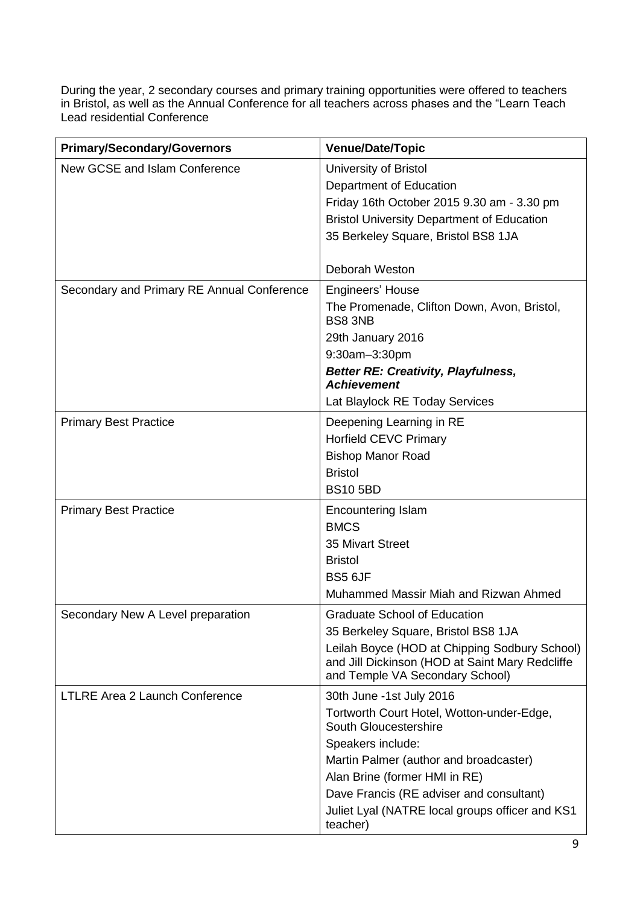During the year, 2 secondary courses and primary training opportunities were offered to teachers in Bristol, as well as the Annual Conference for all teachers across phases and the "Learn Teach Lead residential Conference

| **Primary/Secondary/Governors** | **Venue/Date/Topic** |
|---|---|
| New GCSE and Islam Conference | University of Bristol<br>Department of Education<br>Friday 16th October 2015 9.30 am - 3.30 pm<br>Bristol University Department of Education<br>35 Berkeley Square, Bristol BS8 1JA<br><br>Deborah Weston |
| Secondary and Primary RE Annual Conference | Engineers' House<br>The Promenade, Clifton Down, Avon, Bristol, BS8 3NB<br>29th January 2016<br>9:30am–3:30pm<br>***Better RE: Creativity, Playfulness, Achievement***<br>Lat Blaylock RE Today Services |
| Primary Best Practice | Deepening Learning in RE<br>Horfield CEVC Primary<br>Bishop Manor Road<br>Bristol<br>BS10 5BD |
| Primary Best Practice | Encountering Islam<br>BMCS<br>35 Mivart Street<br>Bristol<br>BS5 6JF<br>Muhammed Massir Miah and Rizwan Ahmed |
| Secondary New A Level preparation | Graduate School of Education<br>35 Berkeley Square, Bristol BS8 1JA<br>Leilah Boyce (HOD at Chipping Sodbury School) and Jill Dickinson (HOD at Saint Mary Redcliffe and Temple VA Secondary School) |
| LTLRE Area 2 Launch Conference | 30th June -1st July 2016<br>Tortworth Court Hotel, Wotton-under-Edge, South Gloucestershire<br>Speakers include:<br>Martin Palmer (author and broadcaster)<br>Alan Brine (former HMI in RE)<br>Dave Francis (RE adviser and consultant)<br>Juliet Lyal (NATRE local groups officer and KS1 teacher) |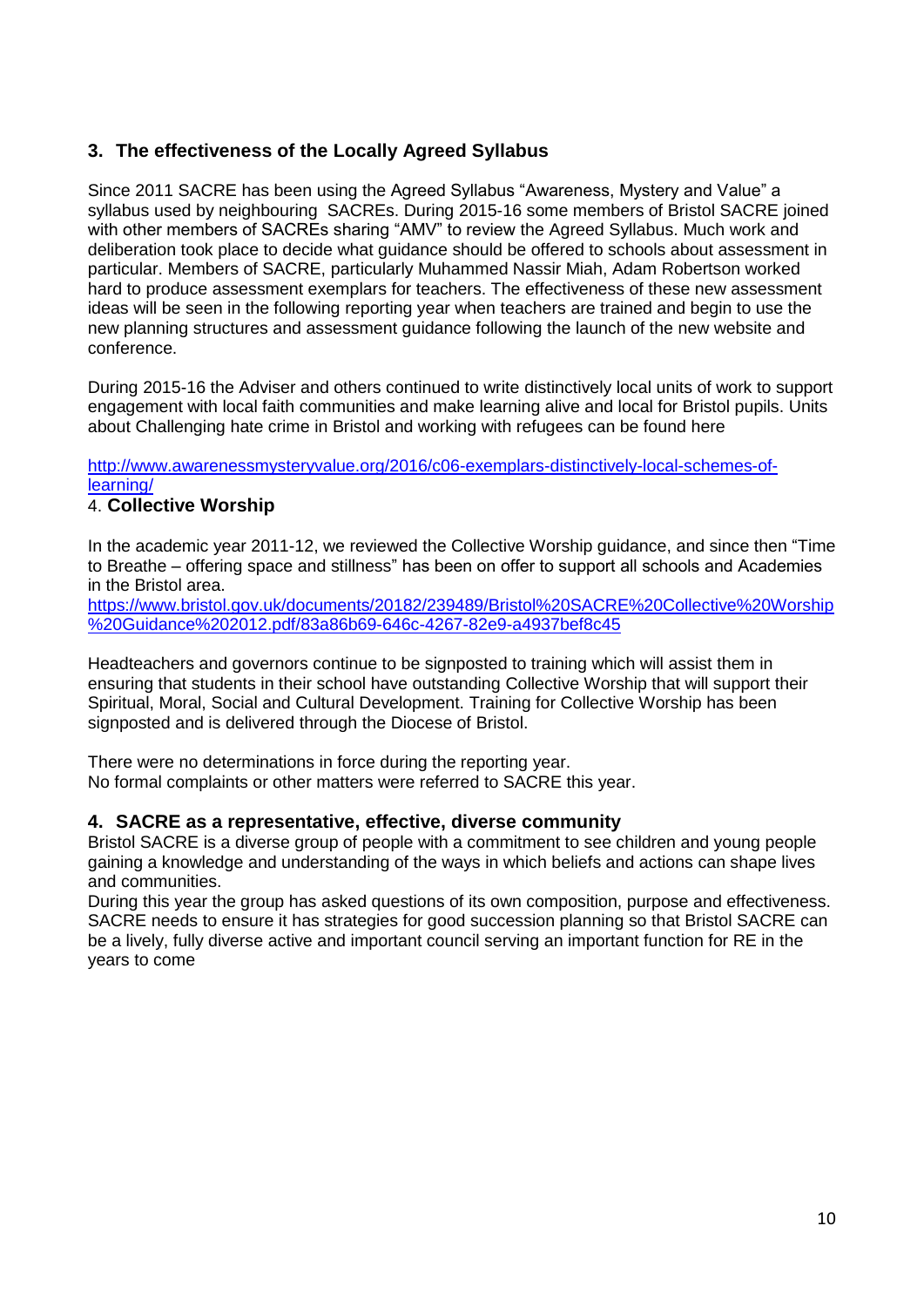## 3. The effectiveness of the Locally Agreed Syllabus

Since 2011 SACRE has been using the Agreed Syllabus "Awareness, Mystery and Value" a syllabus used by neighbouring SACREs. During 2015-16 some members of Bristol SACRE joined with other members of SACREs sharing "AMV" to review the Agreed Syllabus. Much work and deliberation took place to decide what guidance should be offered to schools about assessment in particular. Members of SACRE, particularly Muhammed Nassir Miah, Adam Robertson worked hard to produce assessment exemplars for teachers. The effectiveness of these new assessment ideas will be seen in the following reporting year when teachers are trained and begin to use the new planning structures and assessment guidance following the launch of the new website and conference.

During 2015-16 the Adviser and others continued to write distinctively local units of work to support engagement with local faith communities and make learning alive and local for Bristol pupils. Units about Challenging hate crime in Bristol and working with refugees can be found here

http://www.awarenessmysteryvalue.org/2016/c06-exemplars-distinctively-local-schemes-of-learning/

## 4. Collective Worship

In the academic year 2011-12, we reviewed the Collective Worship guidance, and since then "Time to Breathe – offering space and stillness" has been on offer to support all schools and Academies in the Bristol area.
https://www.bristol.gov.uk/documents/20182/239489/Bristol%20SACRE%20Collective%20Worship%20Guidance%202012.pdf/83a86b69-646c-4267-82e9-a4937bef8c45

Headteachers and governors continue to be signposted to training which will assist them in ensuring that students in their school have outstanding Collective Worship that will support their Spiritual, Moral, Social and Cultural Development. Training for Collective Worship has been signposted and is delivered through the Diocese of Bristol.

There were no determinations in force during the reporting year.
No formal complaints or other matters were referred to SACRE this year.

## 4. SACRE as a representative, effective, diverse community

Bristol SACRE is a diverse group of people with a commitment to see children and young people gaining a knowledge and understanding of the ways in which beliefs and actions can shape lives and communities.
During this year the group has asked questions of its own composition, purpose and effectiveness. SACRE needs to ensure it has strategies for good succession planning so that Bristol SACRE can be a lively, fully diverse active and important council serving an important function for RE in the years to come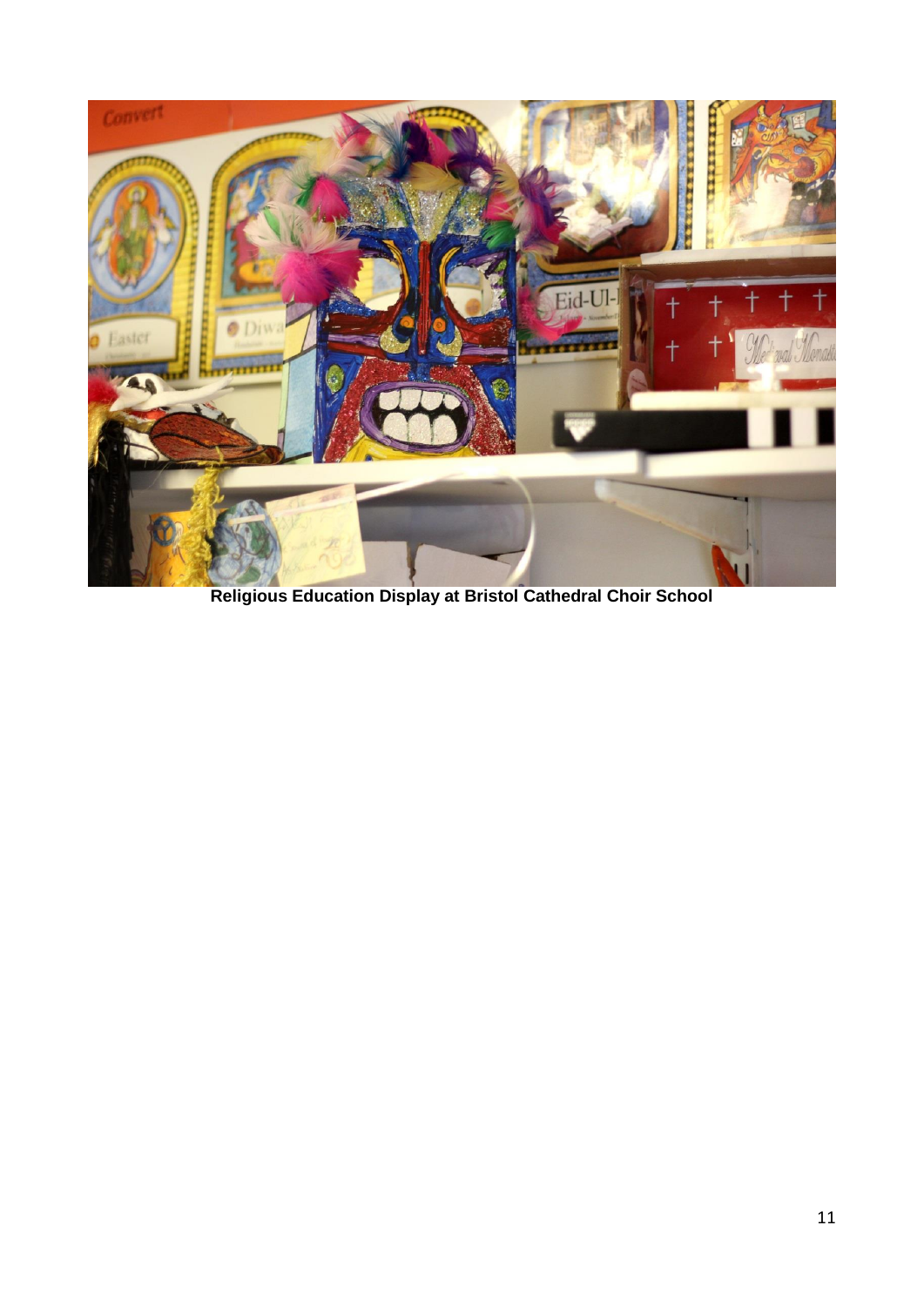**Religious Education Display at Bristol Cathedral Choir School**